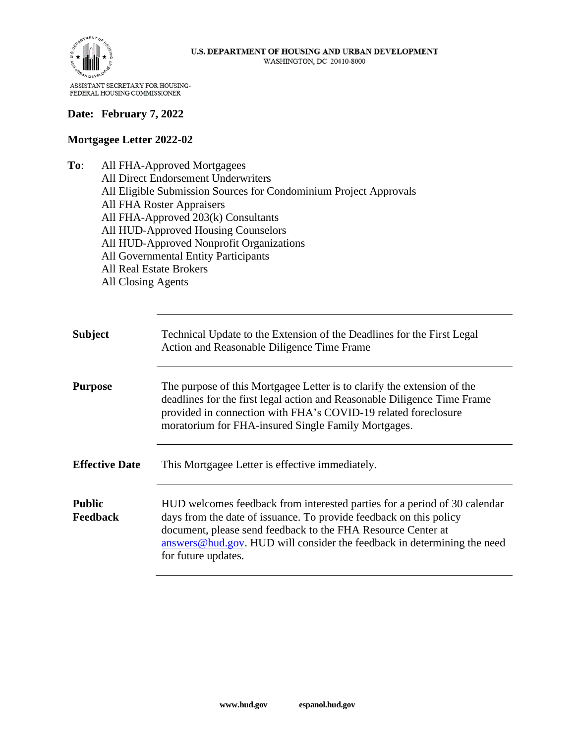U.S. DEPARTMENT OF HOUSING AND URBAN DEVELOPMENT
WASHINGTON, DC 20410-8000

ASSISTANT SECRETARY FOR HOUSING-
FEDERAL HOUSING COMMISSIONER

**Date: February 7, 2022**

**Mortgagee Letter 2022-02**

**To**: All FHA-Approved Mortgagees
All Direct Endorsement Underwriters
All Eligible Submission Sources for Condominium Project Approvals
All FHA Roster Appraisers
All FHA-Approved 203(k) Consultants
All HUD-Approved Housing Counselors
All HUD-Approved Nonprofit Organizations
All Governmental Entity Participants
All Real Estate Brokers
All Closing Agents

| | |
|---|---|
| **Subject** | Technical Update to the Extension of the Deadlines for the First Legal Action and Reasonable Diligence Time Frame |
| **Purpose** | The purpose of this Mortgagee Letter is to clarify the extension of the deadlines for the first legal action and Reasonable Diligence Time Frame provided in connection with FHA's COVID-19 related foreclosure moratorium for FHA-insured Single Family Mortgages. |
| **Effective Date** | This Mortgagee Letter is effective immediately. |
| **Public Feedback** | HUD welcomes feedback from interested parties for a period of 30 calendar days from the date of issuance. To provide feedback on this policy document, please send feedback to the FHA Resource Center at answers@hud.gov. HUD will consider the feedback in determining the need for future updates. |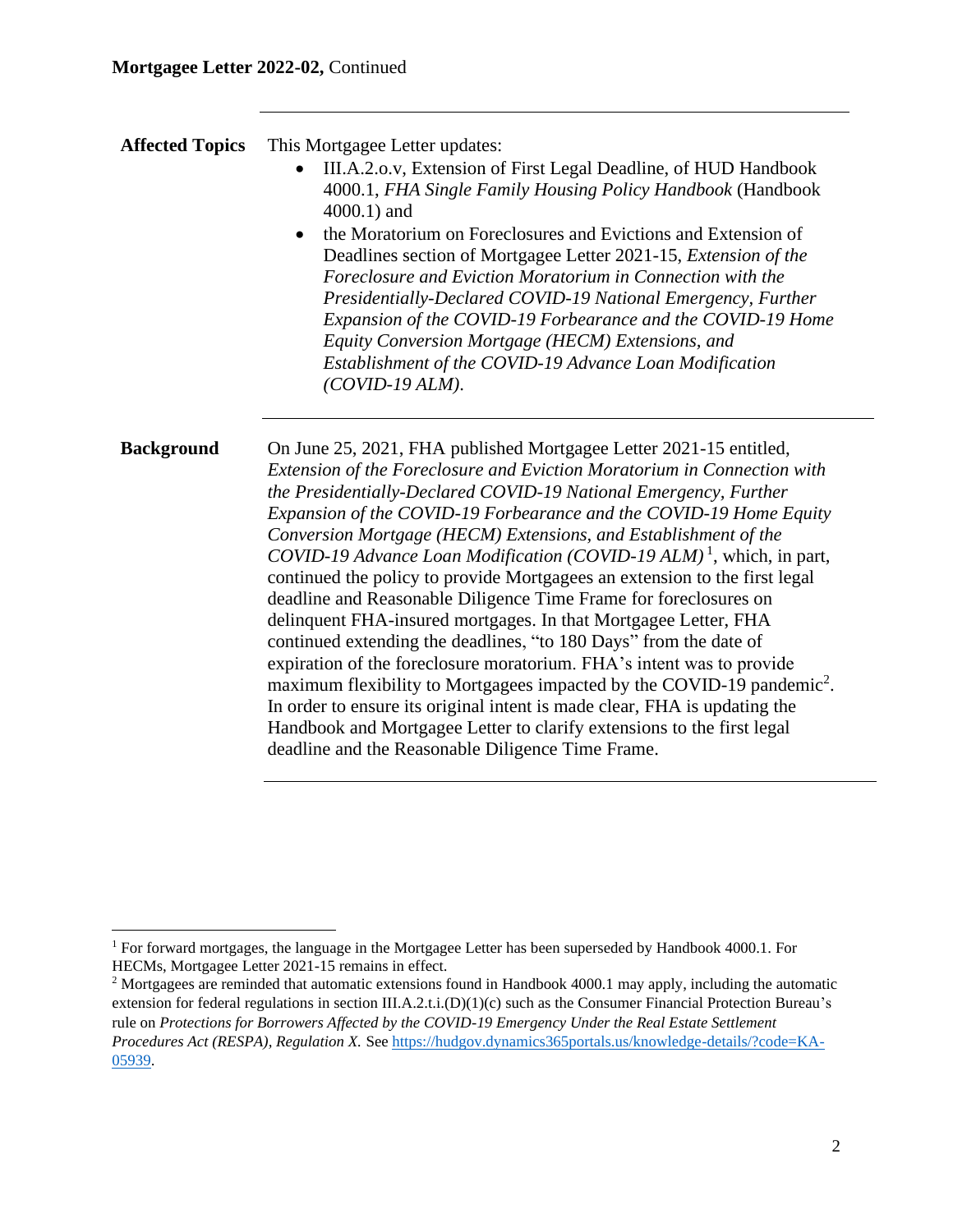## Affected Topics

This Mortgagee Letter updates:

- III.A.2.o.v, Extension of First Legal Deadline, of HUD Handbook 4000.1, *FHA Single Family Housing Policy Handbook* (Handbook 4000.1) and
- the Moratorium on Foreclosures and Evictions and Extension of Deadlines section of Mortgagee Letter 2021-15, *Extension of the Foreclosure and Eviction Moratorium in Connection with the Presidentially-Declared COVID-19 National Emergency, Further Expansion of the COVID-19 Forbearance and the COVID-19 Home Equity Conversion Mortgage (HECM) Extensions, and Establishment of the COVID-19 Advance Loan Modification (COVID-19 ALM).*

## Background

On June 25, 2021, FHA published Mortgagee Letter 2021-15 entitled, *Extension of the Foreclosure and Eviction Moratorium in Connection with the Presidentially-Declared COVID-19 National Emergency, Further Expansion of the COVID-19 Forbearance and the COVID-19 Home Equity Conversion Mortgage (HECM) Extensions, and Establishment of the COVID-19 Advance Loan Modification (COVID-19 ALM)* [1], which, in part, continued the policy to provide Mortgagees an extension to the first legal deadline and Reasonable Diligence Time Frame for foreclosures on delinquent FHA-insured mortgages. In that Mortgagee Letter, FHA continued extending the deadlines, "to 180 Days" from the date of expiration of the foreclosure moratorium. FHA's intent was to provide maximum flexibility to Mortgagees impacted by the COVID-19 pandemic[2]. In order to ensure its original intent is made clear, FHA is updating the Handbook and Mortgagee Letter to clarify extensions to the first legal deadline and the Reasonable Diligence Time Frame.

---

[1] For forward mortgages, the language in the Mortgagee Letter has been superseded by Handbook 4000.1. For HECMs, Mortgagee Letter 2021-15 remains in effect.

[2] Mortgagees are reminded that automatic extensions found in Handbook 4000.1 may apply, including the automatic extension for federal regulations in section III.A.2.t.i.(D)(1)(c) such as the Consumer Financial Protection Bureau's rule on *Protections for Borrowers Affected by the COVID-19 Emergency Under the Real Estate Settlement Procedures Act (RESPA), Regulation X.* See [https://hudgov.dynamics365portals.us/knowledge-details/?code=KA-05939](https://hudgov.dynamics365portals.us/knowledge-details/?code=KA-05939).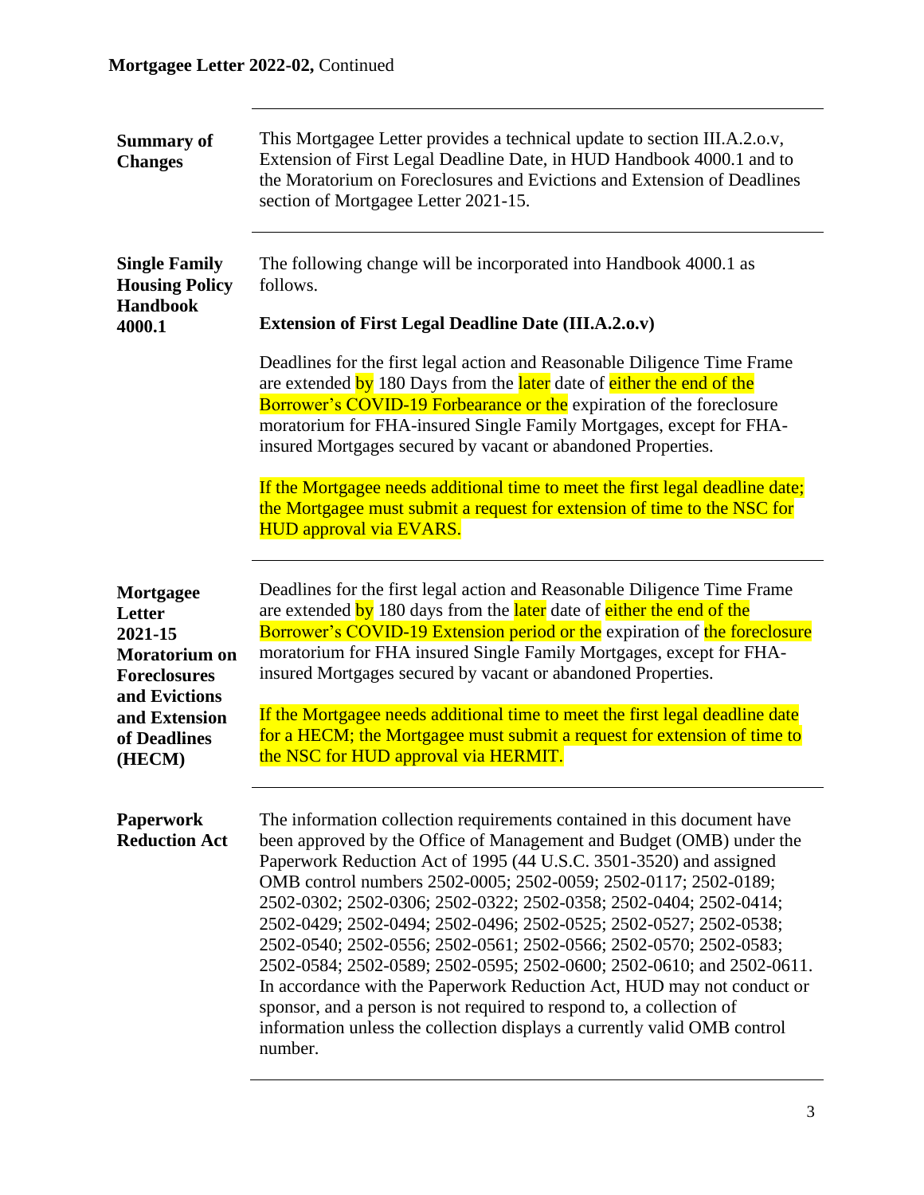**Mortgagee Letter 2022-02,** Continued

---

**Summary of Changes**

This Mortgagee Letter provides a technical update to section III.A.2.o.v, Extension of First Legal Deadline Date, in HUD Handbook 4000.1 and to the Moratorium on Foreclosures and Evictions and Extension of Deadlines section of Mortgagee Letter 2021-15.

---

**Single Family Housing Policy Handbook 4000.1**

The following change will be incorporated into Handbook 4000.1 as follows.

**Extension of First Legal Deadline Date (III.A.2.o.v)**

Deadlines for the first legal action and Reasonable Diligence Time Frame are extended by 180 Days from the later date of either the end of the Borrower's COVID-19 Forbearance or the expiration of the foreclosure moratorium for FHA-insured Single Family Mortgages, except for FHA-insured Mortgages secured by vacant or abandoned Properties.

If the Mortgagee needs additional time to meet the first legal deadline date; the Mortgagee must submit a request for extension of time to the NSC for HUD approval via EVARS.

---

**Mortgagee Letter 2021-15 Moratorium on Foreclosures and Evictions and Extension of Deadlines (HECM)**

Deadlines for the first legal action and Reasonable Diligence Time Frame are extended by 180 days from the later date of either the end of the Borrower's COVID-19 Extension period or the expiration of the foreclosure moratorium for FHA insured Single Family Mortgages, except for FHA-insured Mortgages secured by vacant or abandoned Properties.

If the Mortgagee needs additional time to meet the first legal deadline date for a HECM; the Mortgagee must submit a request for extension of time to the NSC for HUD approval via HERMIT.

---

**Paperwork Reduction Act**

The information collection requirements contained in this document have been approved by the Office of Management and Budget (OMB) under the Paperwork Reduction Act of 1995 (44 U.S.C. 3501-3520) and assigned OMB control numbers 2502-0005; 2502-0059; 2502-0117; 2502-0189; 2502-0302; 2502-0306; 2502-0322; 2502-0358; 2502-0404; 2502-0414; 2502-0429; 2502-0494; 2502-0496; 2502-0525; 2502-0527; 2502-0538; 2502-0540; 2502-0556; 2502-0561; 2502-0566; 2502-0570; 2502-0583; 2502-0584; 2502-0589; 2502-0595; 2502-0600; 2502-0610; and 2502-0611. In accordance with the Paperwork Reduction Act, HUD may not conduct or sponsor, and a person is not required to respond to, a collection of information unless the collection displays a currently valid OMB control number.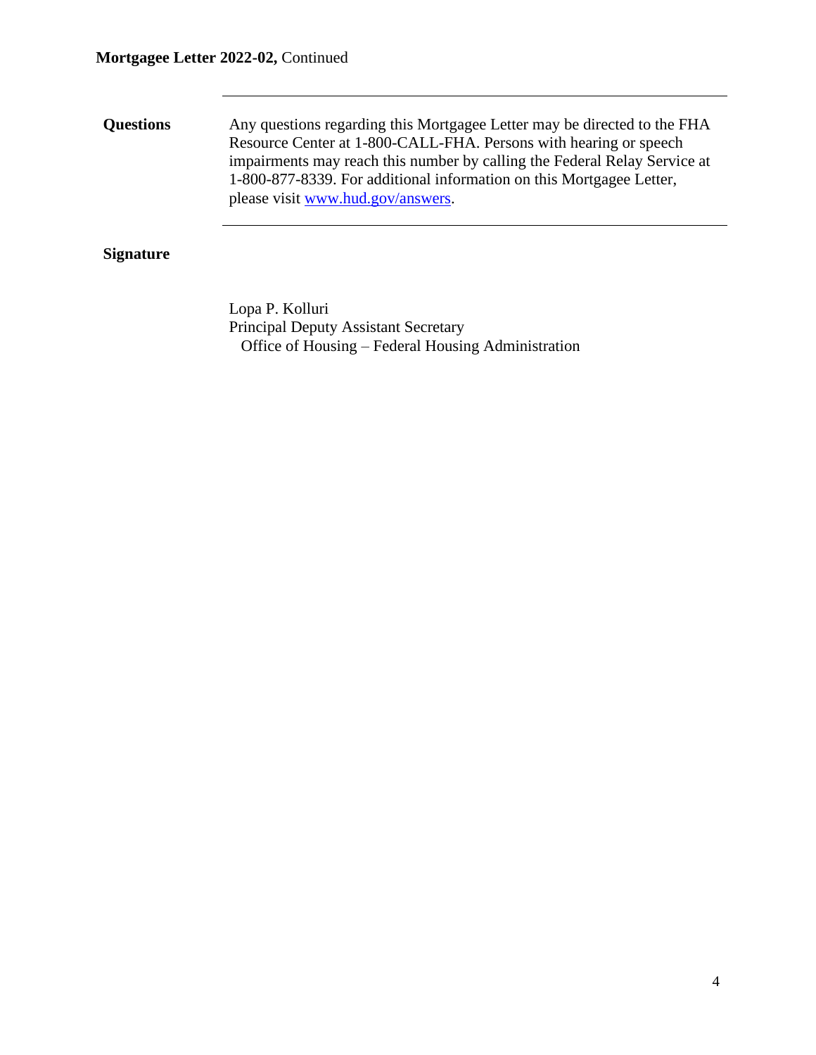**Questions**

Any questions regarding this Mortgagee Letter may be directed to the FHA Resource Center at 1-800-CALL-FHA. Persons with hearing or speech impairments may reach this number by calling the Federal Relay Service at 1-800-877-8339. For additional information on this Mortgagee Letter, please visit [www.hud.gov/answers](http://www.hud.gov/answers).

**Signature**

Lopa P. Kolluri
Principal Deputy Assistant Secretary
Office of Housing – Federal Housing Administration